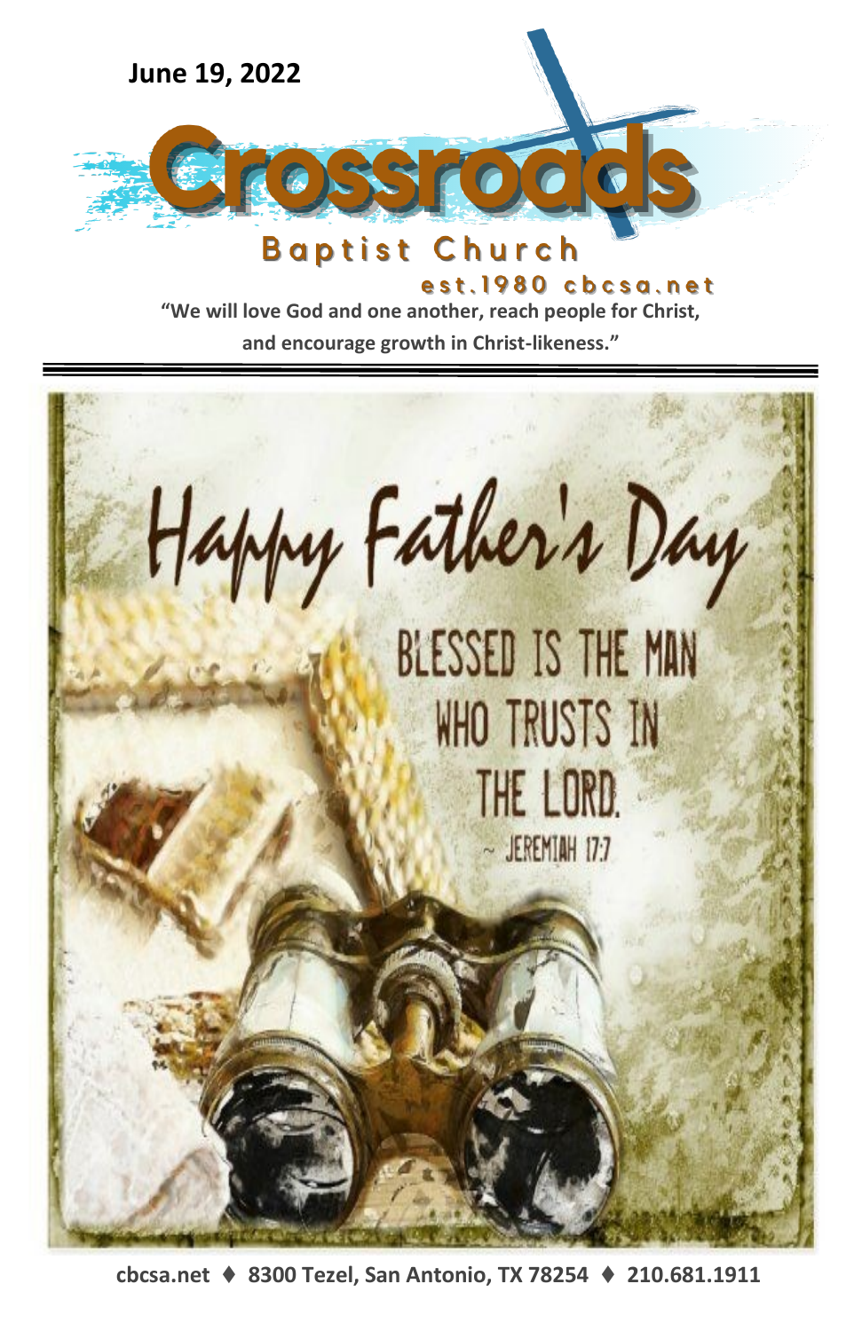**June 19, 2022**

# Crossroads

## Baptist Church

est.1980 cbcsa.net

**"We will love God and one another, reach people for Christ, and encourage growth in Christ-likeness."**

---

Happy Father's Day

BLESSED IS THE MAN WHO TRUSTS IN THE LORD.

~ JEREMIAH 17:7

**cbcsa.net ♦ 8300 Tezel, San Antonio, TX 78254 ♦ 210.681.1911**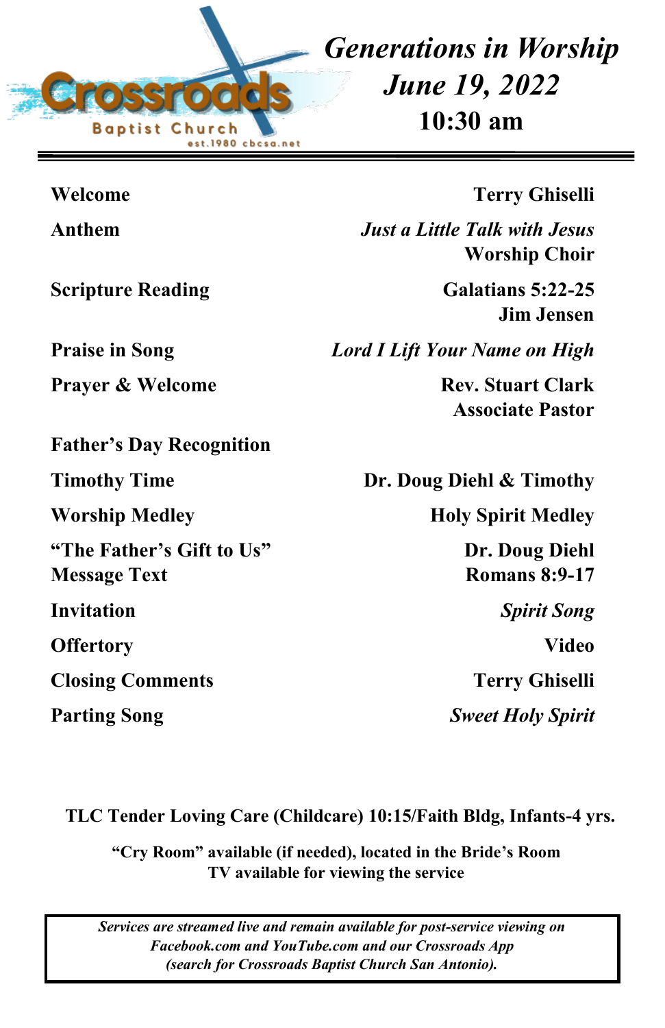Crossroads Baptist Church est.1980 cbcsa.net

# *Generations in Worship*
## *June 19, 2022*
## 10:30 am

| | |
|---|---|
| **Welcome** | **Terry Ghiselli** |
| **Anthem** | ***Just a Little Talk with Jesus*** **Worship Choir** |
| **Scripture Reading** | **Galatians 5:22-25** **Jim Jensen** |
| **Praise in Song** | ***Lord I Lift Your Name on High*** |
| **Prayer & Welcome** | **Rev. Stuart Clark** **Associate Pastor** |
| **Father's Day Recognition** | |
| **Timothy Time** | **Dr. Doug Diehl & Timothy** |
| **Worship Medley** | **Holy Spirit Medley** |
| **"The Father's Gift to Us"** **Message Text** | **Dr. Doug Diehl** **Romans 8:9-17** |
| **Invitation** | ***Spirit Song*** |
| **Offertory** | **Video** |
| **Closing Comments** | **Terry Ghiselli** |
| **Parting Song** | ***Sweet Holy Spirit*** |

**TLC Tender Loving Care (Childcare) 10:15/Faith Bldg, Infants-4 yrs.**

**"Cry Room" available (if needed), located in the Bride's Room**
**TV available for viewing the service**

***Services are streamed live and remain available for post-service viewing on Facebook.com and YouTube.com and our Crossroads App (search for Crossroads Baptist Church San Antonio).***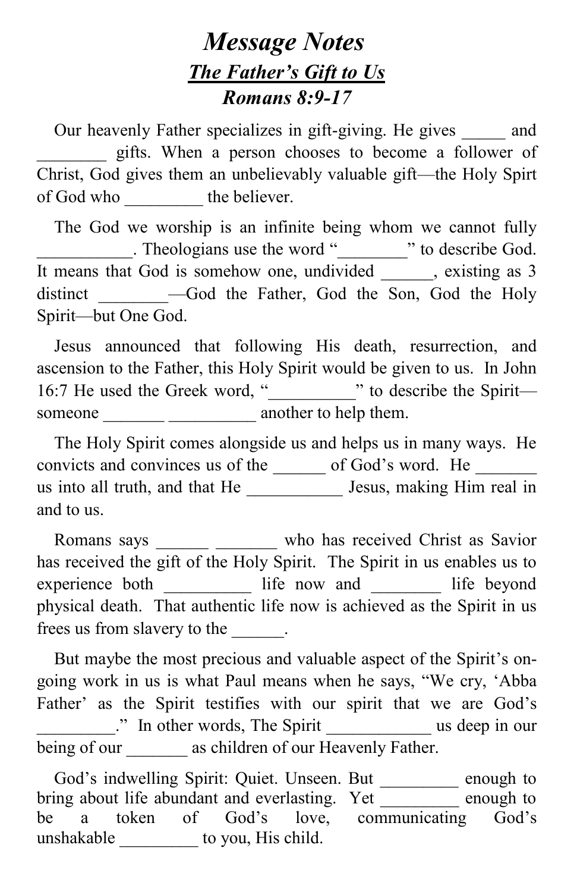# *Message Notes*

## ***The Father's Gift to Us***

### ***Romans 8:9-17***

Our heavenly Father specializes in gift-giving. He gives _____ and ________ gifts. When a person chooses to become a follower of Christ, God gives them an unbelievably valuable gift—the Holy Spirt of God who _________ the believer.

The God we worship is an infinite being whom we cannot fully ___________. Theologians use the word "________" to describe God. It means that God is somehow one, undivided ______, existing as 3 distinct ________—God the Father, God the Son, God the Holy Spirit—but One God.

Jesus announced that following His death, resurrection, and ascension to the Father, this Holy Spirit would be given to us. In John 16:7 He used the Greek word, "__________" to describe the Spirit—someone _______ __________ another to help them.

The Holy Spirit comes alongside us and helps us in many ways. He convicts and convinces us of the ______ of God's word. He _______ us into all truth, and that He ___________ Jesus, making Him real in and to us.

Romans says ______ _______ who has received Christ as Savior has received the gift of the Holy Spirit. The Spirit in us enables us to experience both __________ life now and ________ life beyond physical death. That authentic life now is achieved as the Spirit in us frees us from slavery to the ______.

But maybe the most precious and valuable aspect of the Spirit's on-going work in us is what Paul means when he says, "We cry, 'Abba Father' as the Spirit testifies with our spirit that we are God's _________." In other words, The Spirit ____________ us deep in our being of our _______ as children of our Heavenly Father.

God's indwelling Spirit: Quiet. Unseen. But _________ enough to bring about life abundant and everlasting. Yet _________ enough to be a token of God's love, communicating God's unshakable _________ to you, His child.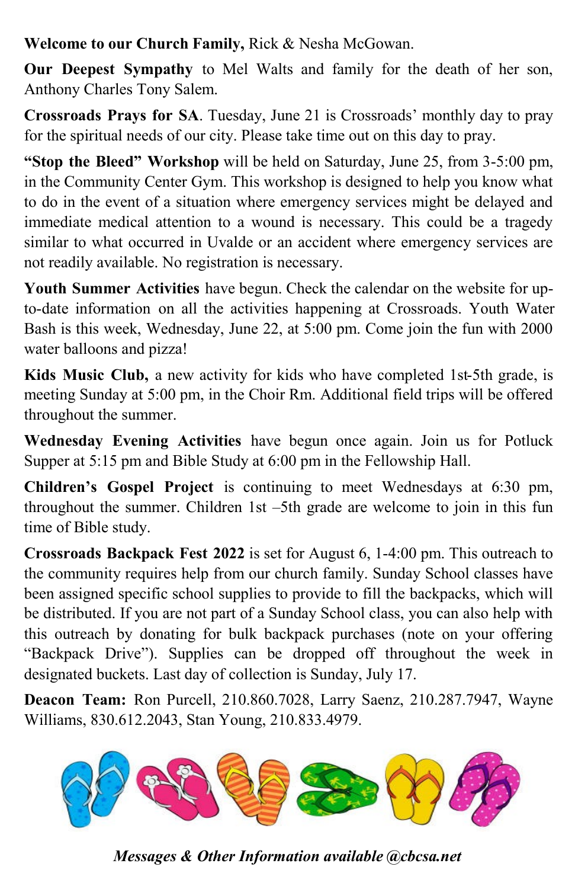**Welcome to our Church Family,** Rick & Nesha McGowan.

**Our Deepest Sympathy** to Mel Walts and family for the death of her son, Anthony Charles Tony Salem.

**Crossroads Prays for SA**. Tuesday, June 21 is Crossroads' monthly day to pray for the spiritual needs of our city. Please take time out on this day to pray.

**"Stop the Bleed" Workshop** will be held on Saturday, June 25, from 3-5:00 pm, in the Community Center Gym. This workshop is designed to help you know what to do in the event of a situation where emergency services might be delayed and immediate medical attention to a wound is necessary. This could be a tragedy similar to what occurred in Uvalde or an accident where emergency services are not readily available. No registration is necessary.

**Youth Summer Activities** have begun. Check the calendar on the website for up-to-date information on all the activities happening at Crossroads. Youth Water Bash is this week, Wednesday, June 22, at 5:00 pm. Come join the fun with 2000 water balloons and pizza!

**Kids Music Club,** a new activity for kids who have completed 1st-5th grade, is meeting Sunday at 5:00 pm, in the Choir Rm. Additional field trips will be offered throughout the summer.

**Wednesday Evening Activities** have begun once again. Join us for Potluck Supper at 5:15 pm and Bible Study at 6:00 pm in the Fellowship Hall.

**Children's Gospel Project** is continuing to meet Wednesdays at 6:30 pm, throughout the summer. Children 1st –5th grade are welcome to join in this fun time of Bible study.

**Crossroads Backpack Fest 2022** is set for August 6, 1-4:00 pm. This outreach to the community requires help from our church family. Sunday School classes have been assigned specific school supplies to provide to fill the backpacks, which will be distributed. If you are not part of a Sunday School class, you can also help with this outreach by donating for bulk backpack purchases (note on your offering "Backpack Drive"). Supplies can be dropped off throughout the week in designated buckets. Last day of collection is Sunday, July 17.

**Deacon Team:** Ron Purcell, 210.860.7028, Larry Saenz, 210.287.7947, Wayne Williams, 830.612.2043, Stan Young, 210.833.4979.

***Messages & Other Information available @cbcsa.net***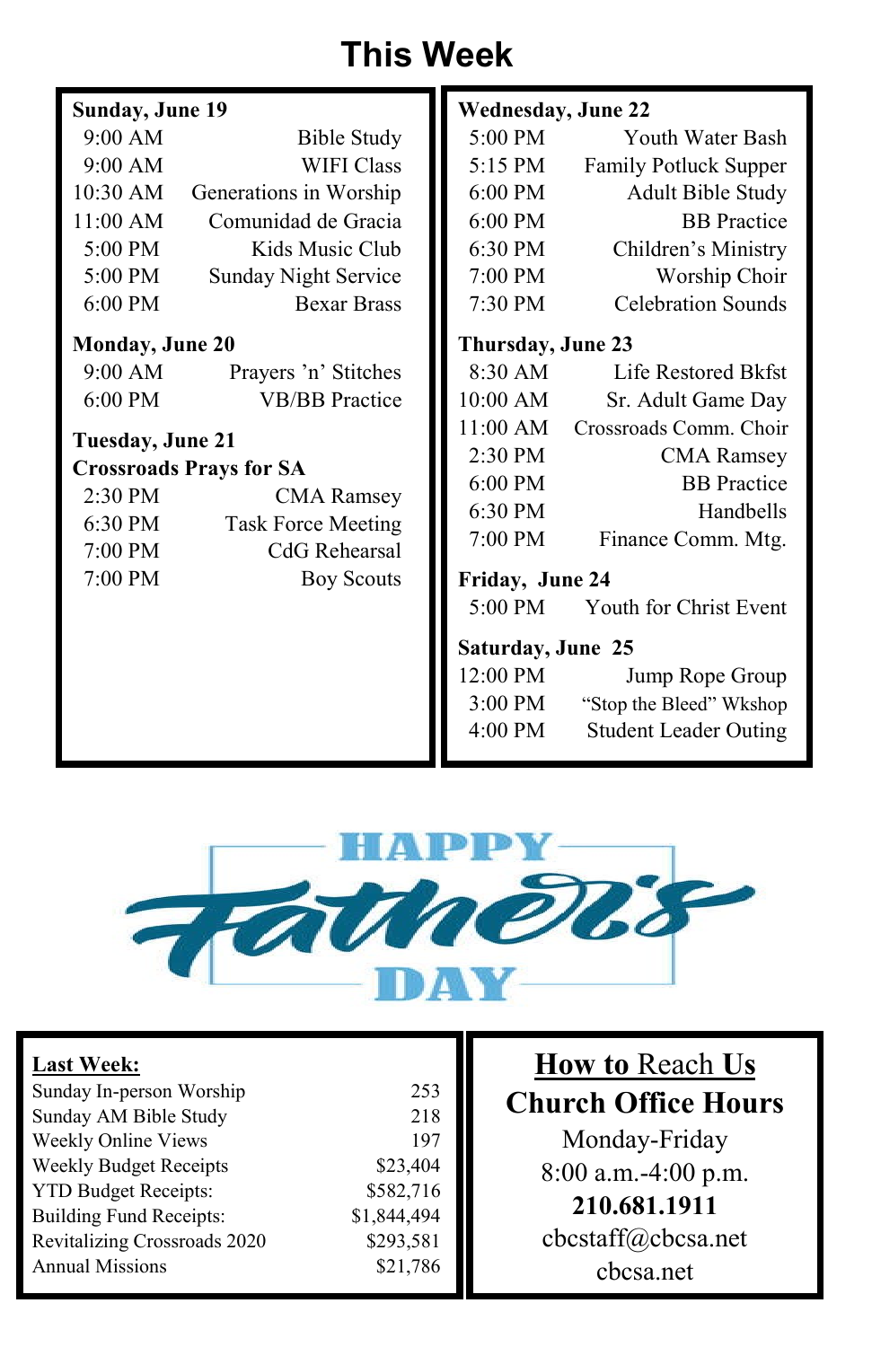# This Week

**Sunday, June 19**

| | |
|---|---|
| 9:00 AM | Bible Study |
| 9:00 AM | WIFI Class |
| 10:30 AM | Generations in Worship |
| 11:00 AM | Comunidad de Gracia |
| 5:00 PM | Kids Music Club |
| 5:00 PM | Sunday Night Service |
| 6:00 PM | Bexar Brass |

**Monday, June 20**

| | |
|---|---|
| 9:00 AM | Prayers 'n' Stitches |
| 6:00 PM | VB/BB Practice |

**Tuesday, June 21**
**Crossroads Prays for SA**

| | |
|---|---|
| 2:30 PM | CMA Ramsey |
| 6:30 PM | Task Force Meeting |
| 7:00 PM | CdG Rehearsal |
| 7:00 PM | Boy Scouts |

**Wednesday, June 22**

| | |
|---|---|
| 5:00 PM | Youth Water Bash |
| 5:15 PM | Family Potluck Supper |
| 6:00 PM | Adult Bible Study |
| 6:00 PM | BB Practice |
| 6:30 PM | Children's Ministry |
| 7:00 PM | Worship Choir |
| 7:30 PM | Celebration Sounds |

**Thursday, June 23**

| | |
|---|---|
| 8:30 AM | Life Restored Bkfst |
| 10:00 AM | Sr. Adult Game Day |
| 11:00 AM | Crossroads Comm. Choir |
| 2:30 PM | CMA Ramsey |
| 6:00 PM | BB Practice |
| 6:30 PM | Handbells |
| 7:00 PM | Finance Comm. Mtg. |

**Friday, June 24**

| | |
|---|---|
| 5:00 PM | Youth for Christ Event |

**Saturday, June 25**

| | |
|---|---|
| 12:00 PM | Jump Rope Group |
| 3:00 PM | "Stop the Bleed" Wkshop |
| 4:00 PM | Student Leader Outing |

HAPPY Father's DAY

**Last Week:**

| | |
|---|---|
| Sunday In-person Worship | 253 |
| Sunday AM Bible Study | 218 |
| Weekly Online Views | 197 |
| Weekly Budget Receipts | $23,404 |
| YTD Budget Receipts: | $582,716 |
| Building Fund Receipts: | $1,844,494 |
| Revitalizing Crossroads 2020 | $293,581 |
| Annual Missions | $21,786 |

## How to Reach Us

**Church Office Hours**

Monday-Friday
8:00 a.m.-4:00 p.m.
**210.681.1911**
cbcstaff@cbcsa.net
cbcsa.net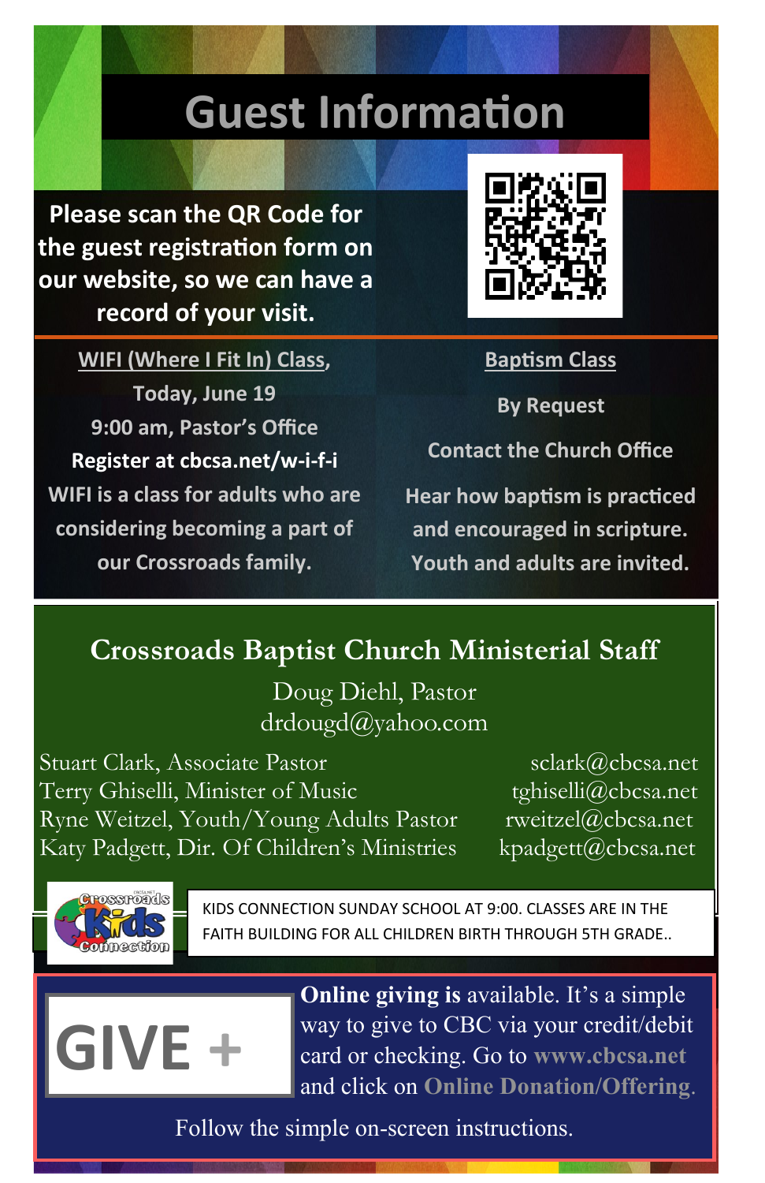# Guest Information

**Please scan the QR Code for the guest registration form on our website, so we can have a record of your visit.**

**WIFI (Where I Fit In) Class,**
**Today, June 19**
**9:00 am, Pastor's Office**
**Register at cbcsa.net/w-i-f-i**
**WIFI is a class for adults who are considering becoming a part of our Crossroads family.**

**Baptism Class**

**By Request**

**Contact the Church Office**

**Hear how baptism is practiced and encouraged in scripture. Youth and adults are invited.**

## Crossroads Baptist Church Ministerial Staff

Doug Diehl, Pastor
drdougd@yahoo.com

| | |
|---|---|
| Stuart Clark, Associate Pastor | sclark@cbcsa.net |
| Terry Ghiselli, Minister of Music | tghiselli@cbcsa.net |
| Ryne Weitzel, Youth/Young Adults Pastor | rweitzel@cbcsa.net |
| Katy Padgett, Dir. Of Children's Ministries | kpadgett@cbcsa.net |

Crossroads Kids Connection

KIDS CONNECTION SUNDAY SCHOOL AT 9:00. CLASSES ARE IN THE FAITH BUILDING FOR ALL CHILDREN BIRTH THROUGH 5TH GRADE..

GIVE +

**Online giving is** available. It's a simple way to give to CBC via your credit/debit card or checking. Go to **www.cbcsa.net** and click on **Online Donation/Offering**.

Follow the simple on-screen instructions.